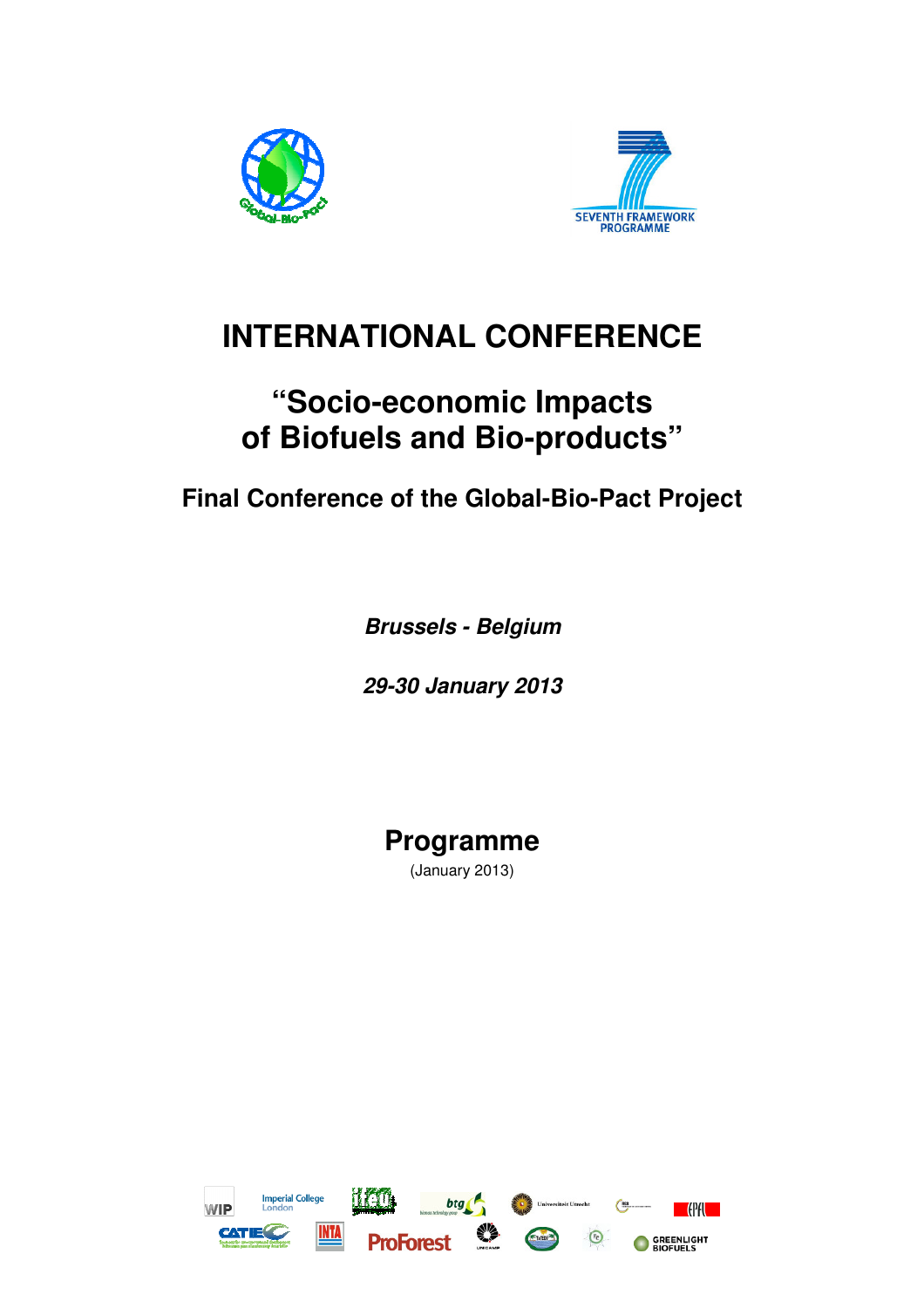# INTERNATIONAL CONFERENCE

## "Socio-economic Impacts of Biofuels and Bio-products"

### Final Conference of the Global-Bio-Pact Project

***Brussels - Belgium***

***29-30 January 2013***

## Programme

(January 2013)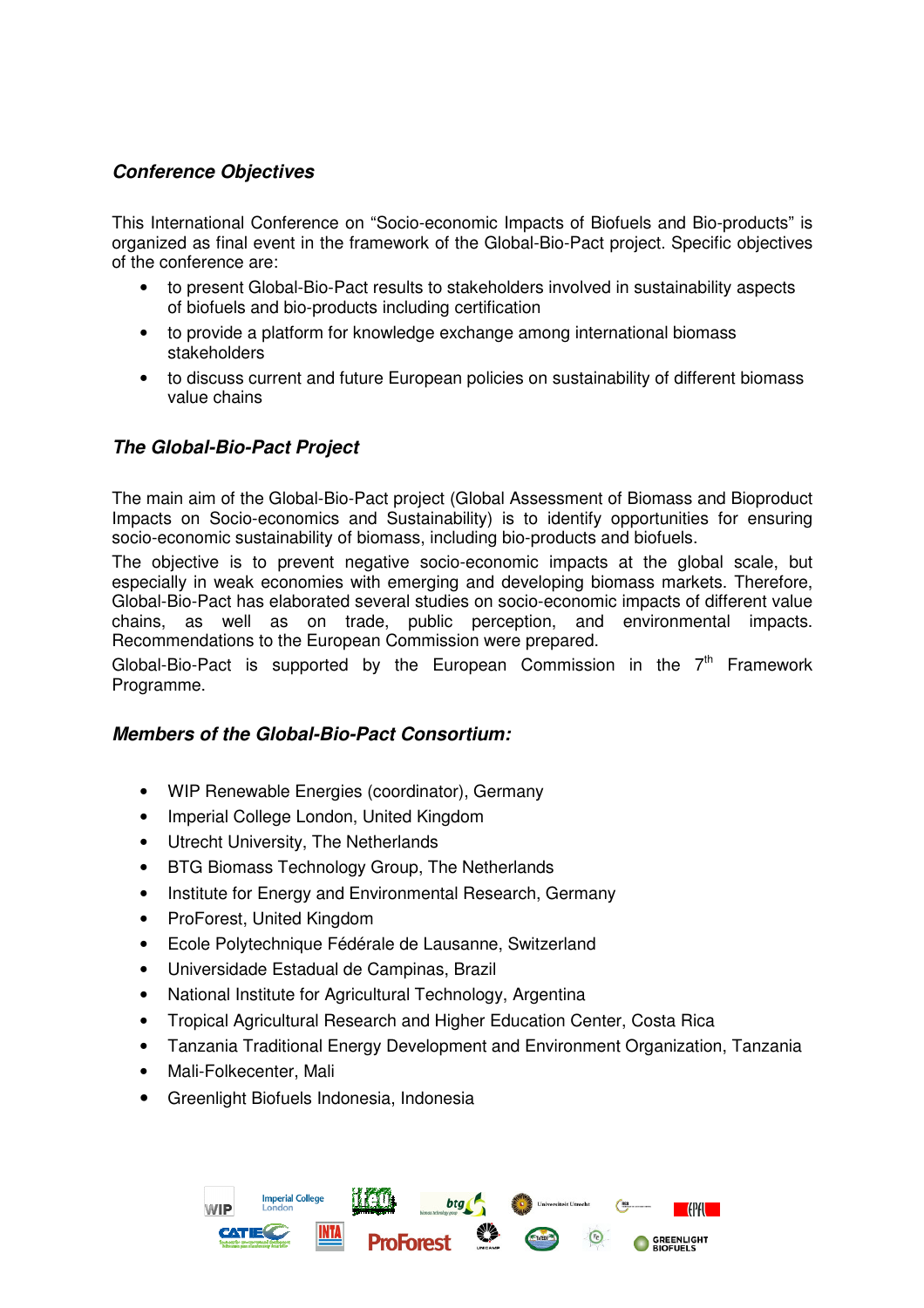## *Conference Objectives*

This International Conference on "Socio-economic Impacts of Biofuels and Bio-products" is organized as final event in the framework of the Global-Bio-Pact project. Specific objectives of the conference are:

- to present Global-Bio-Pact results to stakeholders involved in sustainability aspects of biofuels and bio-products including certification
- to provide a platform for knowledge exchange among international biomass stakeholders
- to discuss current and future European policies on sustainability of different biomass value chains

## *The Global-Bio-Pact Project*

The main aim of the Global-Bio-Pact project (Global Assessment of Biomass and Bioproduct Impacts on Socio-economics and Sustainability) is to identify opportunities for ensuring socio-economic sustainability of biomass, including bio-products and biofuels.

The objective is to prevent negative socio-economic impacts at the global scale, but especially in weak economies with emerging and developing biomass markets. Therefore, Global-Bio-Pact has elaborated several studies on socio-economic impacts of different value chains, as well as on trade, public perception, and environmental impacts. Recommendations to the European Commission were prepared.

Global-Bio-Pact is supported by the European Commission in the 7th Framework Programme.

## *Members of the Global-Bio-Pact Consortium:*

- WIP Renewable Energies (coordinator), Germany
- Imperial College London, United Kingdom
- Utrecht University, The Netherlands
- BTG Biomass Technology Group, The Netherlands
- Institute for Energy and Environmental Research, Germany
- ProForest, United Kingdom
- Ecole Polytechnique Fédérale de Lausanne, Switzerland
- Universidade Estadual de Campinas, Brazil
- National Institute for Agricultural Technology, Argentina
- Tropical Agricultural Research and Higher Education Center, Costa Rica
- Tanzania Traditional Energy Development and Environment Organization, Tanzania
- Mali-Folkecenter, Mali
- Greenlight Biofuels Indonesia, Indonesia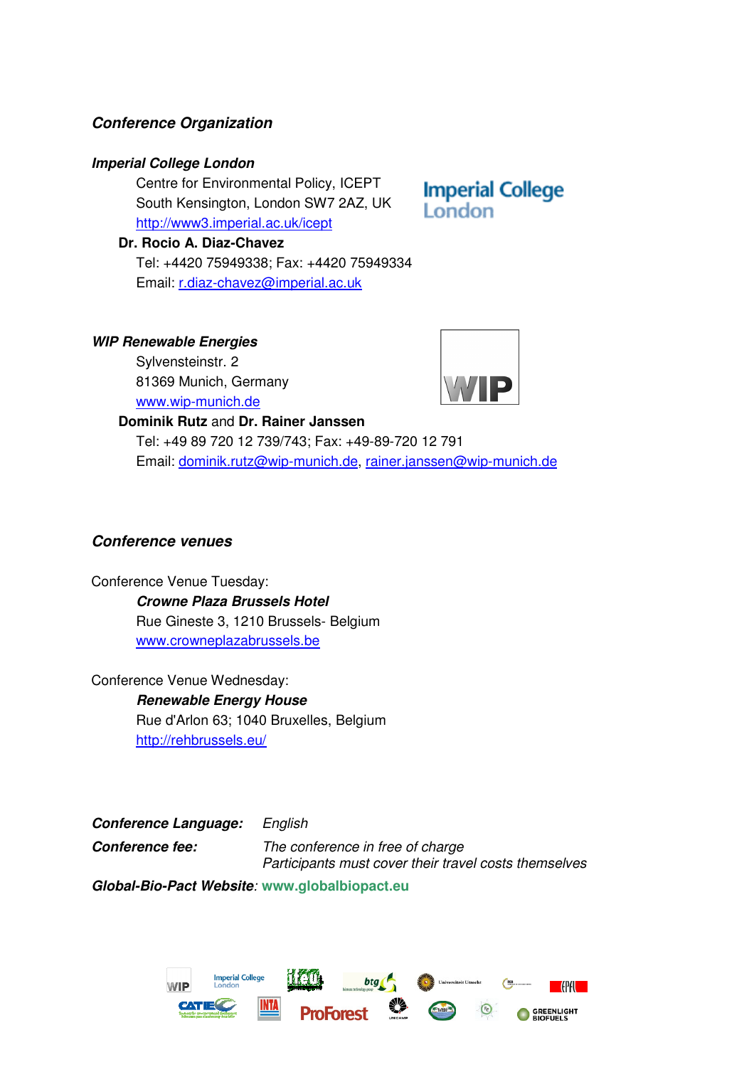## Conference Organization

### Imperial College London

Centre for Environmental Policy, ICEPT
South Kensington, London SW7 2AZ, UK
http://www3.imperial.ac.uk/icept

**Dr. Rocio A. Diaz-Chavez**
Tel: +4420 75949338; Fax: +4420 75949334
Email: r.diaz-chavez@imperial.ac.uk

### WIP Renewable Energies

Sylvensteinstr. 2
81369 Munich, Germany
www.wip-munich.de

**Dominik Rutz** and **Dr. Rainer Janssen**
Tel: +49 89 720 12 739/743; Fax: +49-89-720 12 791
Email: dominik.rutz@wip-munich.de, rainer.janssen@wip-munich.de

## Conference venues

Conference Venue Tuesday:

***Crowne Plaza Brussels Hotel***
Rue Gineste 3, 1210 Brussels- Belgium
www.crowneplazabrussels.be

Conference Venue Wednesday:

***Renewable Energy House***
Rue d'Arlon 63; 1040 Bruxelles, Belgium
http://rehbrussels.eu/

***Conference Language:*** *English*

***Conference fee:*** *The conference in free of charge*
*Participants must cover their travel costs themselves*

***Global-Bio-Pact Website****:* **www.globalbiopact.eu**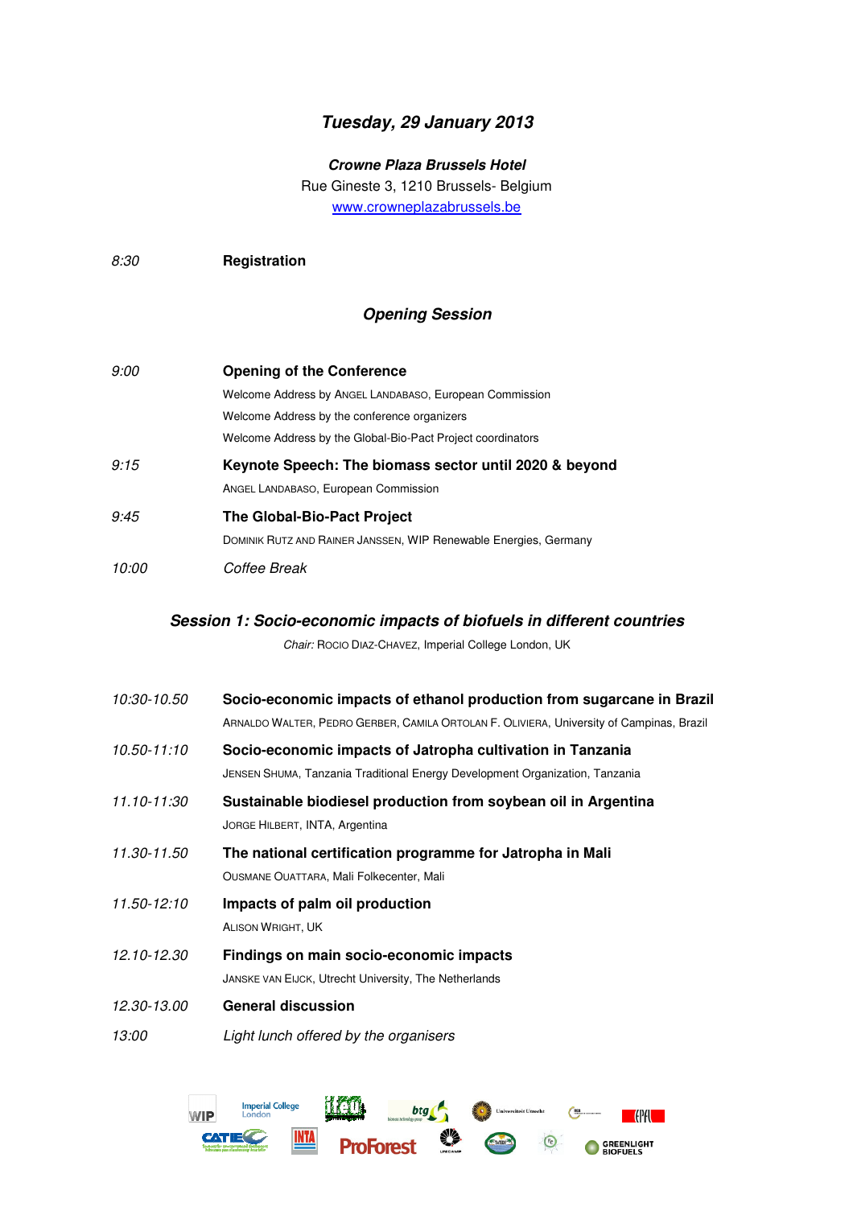## *Tuesday, 29 January 2013*

***Crowne Plaza Brussels Hotel***
Rue Gineste 3, 1210 Brussels- Belgium
www.crowneplazabrussels.be

| | |
|---|---|
| *8:30* | **Registration** |

### *Opening Session*

| | |
|---|---|
| *9:00* | **Opening of the Conference** |
| | Welcome Address by ANGEL LANDABASO, European Commission |
| | Welcome Address by the conference organizers |
| | Welcome Address by the Global-Bio-Pact Project coordinators |
| *9:15* | **Keynote Speech: The biomass sector until 2020 & beyond** |
| | ANGEL LANDABASO, European Commission |
| *9:45* | **The Global-Bio-Pact Project** |
| | DOMINIK RUTZ AND RAINER JANSSEN, WIP Renewable Energies, Germany |
| *10:00* | *Coffee Break* |

### *Session 1: Socio-economic impacts of biofuels in different countries*

*Chair:* ROCIO DIAZ-CHAVEZ, Imperial College London, UK

| | |
|---|---|
| *10:30-10.50* | **Socio-economic impacts of ethanol production from sugarcane in Brazil** |
| | ARNALDO WALTER, PEDRO GERBER, CAMILA ORTOLAN F. OLIVIERA, University of Campinas, Brazil |
| *10.50-11:10* | **Socio-economic impacts of Jatropha cultivation in Tanzania** |
| | JENSEN SHUMA, Tanzania Traditional Energy Development Organization, Tanzania |
| *11.10-11:30* | **Sustainable biodiesel production from soybean oil in Argentina** |
| | JORGE HILBERT, INTA, Argentina |
| *11.30-11.50* | **The national certification programme for Jatropha in Mali** |
| | OUSMANE OUATTARA, Mali Folkecenter, Mali |
| *11.50-12:10* | **Impacts of palm oil production** |
| | ALISON WRIGHT, UK |
| *12.10-12.30* | **Findings on main socio-economic impacts** |
| | JANSKE VAN EIJCK, Utrecht University, The Netherlands |
| *12.30-13.00* | **General discussion** |
| *13:00* | *Light lunch offered by the organisers* |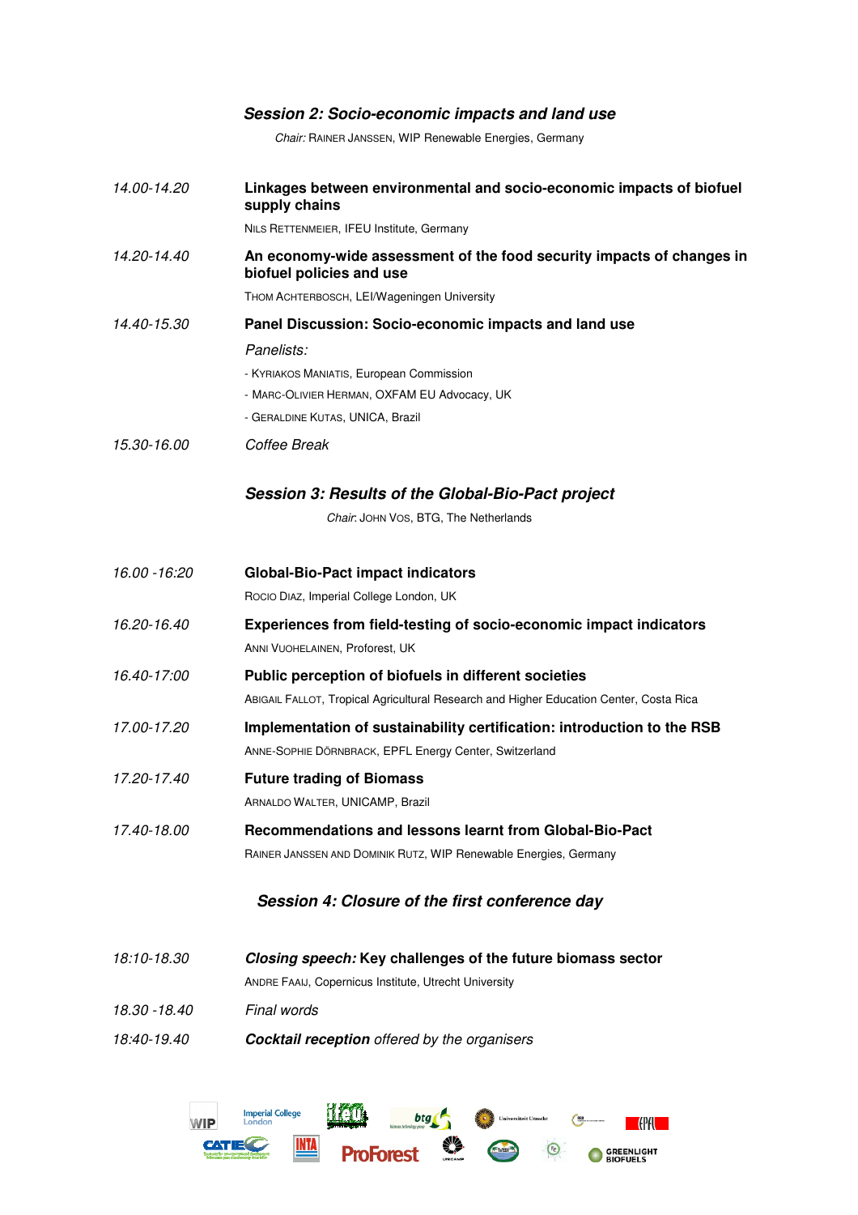## *Session 2: Socio-economic impacts and land use*

*Chair:* RAINER JANSSEN, WIP Renewable Energies, Germany

| | |
|---|---|
| *14.00-14.20* | **Linkages between environmental and socio-economic impacts of biofuel supply chains**<br>NILS RETTENMEIER, IFEU Institute, Germany |
| *14.20-14.40* | **An economy-wide assessment of the food security impacts of changes in biofuel policies and use**<br>THOM ACHTERBOSCH, LEI/Wageningen University |
| *14.40-15.30* | **Panel Discussion: Socio-economic impacts and land use**<br>*Panelists:*<br>- KYRIAKOS MANIATIS, European Commission<br>- MARC-OLIVIER HERMAN, OXFAM EU Advocacy, UK<br>- GERALDINE KUTAS, UNICA, Brazil |
| *15.30-16.00* | *Coffee Break* |

## *Session 3: Results of the Global-Bio-Pact project*

*Chair*: JOHN VOS, BTG, The Netherlands

| | |
|---|---|
| *16.00 -16:20* | **Global-Bio-Pact impact indicators**<br>ROCIO DIAZ, Imperial College London, UK |
| *16.20-16.40* | **Experiences from field-testing of socio-economic impact indicators**<br>ANNI VUOHELAINEN, Proforest, UK |
| *16.40-17:00* | **Public perception of biofuels in different societies**<br>ABIGAIL FALLOT, Tropical Agricultural Research and Higher Education Center, Costa Rica |
| *17.00-17.20* | **Implementation of sustainability certification: introduction to the RSB**<br>ANNE-SOPHIE DÖRNBRACK, EPFL Energy Center, Switzerland |
| *17.20-17.40* | **Future trading of Biomass**<br>ARNALDO WALTER, UNICAMP, Brazil |
| *17.40-18.00* | **Recommendations and lessons learnt from Global-Bio-Pact**<br>RAINER JANSSEN AND DOMINIK RUTZ, WIP Renewable Energies, Germany |

## *Session 4: Closure of the first conference day*

| | |
|---|---|
| *18:10-18.30* | ***Closing speech:*** **Key challenges of the future biomass sector**<br>ANDRE FAAIJ, Copernicus Institute, Utrecht University |
| *18.30 -18.40* | *Final words* |
| *18:40-19.40* | ***Cocktail reception*** *offered by the organisers* |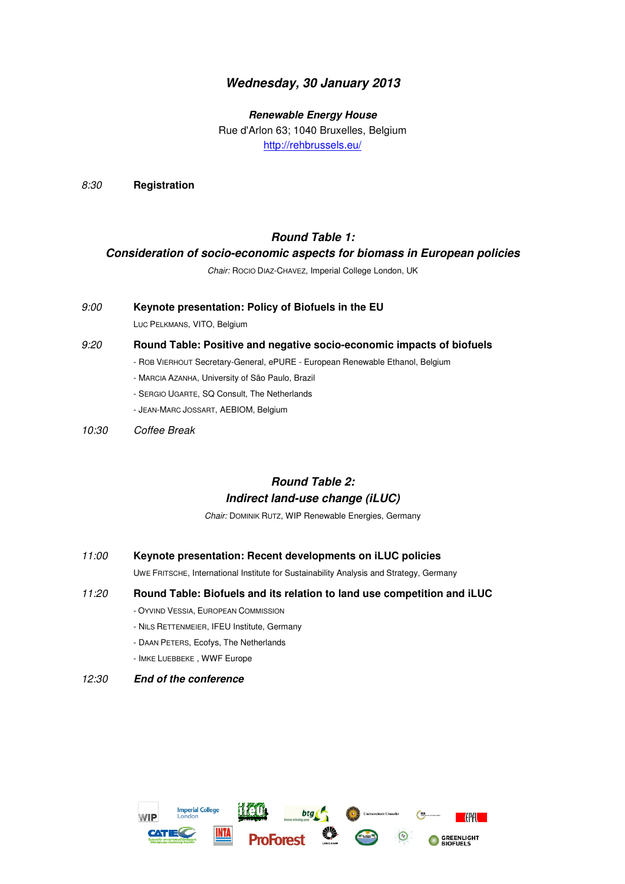## *Wednesday, 30 January 2013*

***Renewable Energy House***

Rue d'Arlon 63; 1040 Bruxelles, Belgium

http://rehbrussels.eu/

*8:30* **Registration**

### *Round Table 1: Consideration of socio-economic aspects for biomass in European policies*

*Chair:* ROCIO DIAZ-CHAVEZ, Imperial College London, UK

*9:00* **Keynote presentation: Policy of Biofuels in the EU**

LUC PELKMANS, VITO, Belgium

*9:20* **Round Table: Positive and negative socio-economic impacts of biofuels**

- ROB VIERHOUT Secretary-General, ePURE - European Renewable Ethanol, Belgium
- MARCIA AZANHA, University of São Paulo, Brazil
- SERGIO UGARTE, SQ Consult, The Netherlands
- JEAN-MARC JOSSART, AEBIOM, Belgium

*10:30* *Coffee Break*

### *Round Table 2: Indirect land-use change (iLUC)*

*Chair:* DOMINIK RUTZ, WIP Renewable Energies, Germany

*11:00* **Keynote presentation: Recent developments on iLUC policies**

UWE FRITSCHE, International Institute for Sustainability Analysis and Strategy, Germany

*11:20* **Round Table: Biofuels and its relation to land use competition and iLUC**

- OYVIND VESSIA, EUROPEAN COMMISSION
- NILS RETTENMEIER, IFEU Institute, Germany
- DAAN PETERS, Ecofys, The Netherlands
- IMKE LUEBBEKE , WWF Europe

*12:30* ***End of the conference***